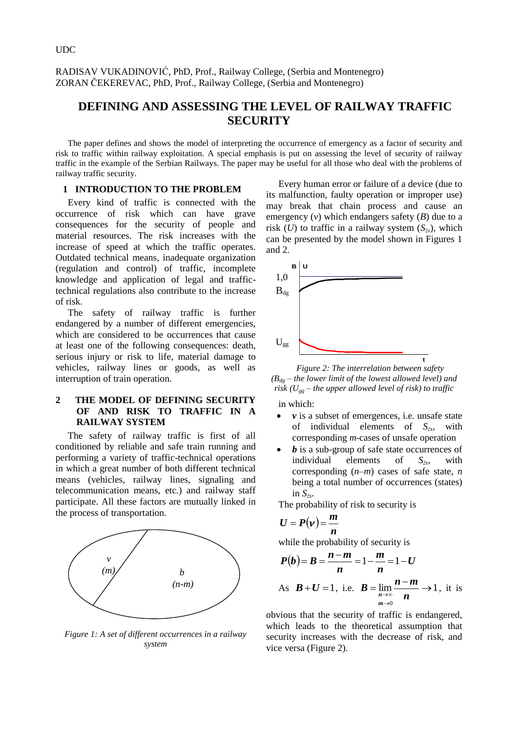UDC

RADISAV VUKADINOVIĆ, PhD, Prof., Railway College, (Serbia and Montenegro)
ZORAN ČEKEREVAC, PhD, Prof., Railway College, (Serbia and Montenegro)

# DEFINING AND ASSESSING THE LEVEL OF RAILWAY TRAFFIC SECURITY

The paper defines and shows the model of interpreting the occurrence of emergency as a factor of security and risk to traffic within railway exploitation. A special emphasis is put on assessing the level of security of railway traffic in the example of the Serbian Railways. The paper may be useful for all those who deal with the problems of railway traffic security.

## 1 INTRODUCTION TO THE PROBLEM

Every kind of traffic is connected with the occurrence of risk which can have grave consequences for the security of people and material resources. The risk increases with the increase of speed at which the traffic operates. Outdated technical means, inadequate organization (regulation and control) of traffic, incomplete knowledge and application of legal and traffic-technical regulations also contribute to the increase of risk.

The safety of railway traffic is further endangered by a number of different emergencies, which are considered to be occurrences that cause at least one of the following consequences: death, serious injury or risk to life, material damage to vehicles, railway lines or goods, as well as interruption of train operation.

## 2 THE MODEL OF DEFINING SECURITY OF AND RISK TO TRAFFIC IN A RAILWAY SYSTEM

The safety of railway traffic is first of all conditioned by reliable and safe train running and performing a variety of traffic-technical operations in which a great number of both different technical means (vehicles, railway lines, signaling and telecommunication means, etc.) and railway staff participate. All these factors are mutually linked in the process of transportation.

*Figure 1: A set of different occurrences in a railway system*

Every human error or failure of a device (due to its malfunction, faulty operation or improper use) may break that chain process and cause an emergency ($v$) which endangers safety ($B$) due to a risk ($U$) to traffic in a railway system ($S_{žs}$), which can be presented by the model shown in Figures 1 and 2.

*Figure 2: The interrelation between safety ($B_{dg}$ – the lower limit of the lowest allowed level) and risk ($U_{gg}$ – the upper allowed level of risk) to traffic*

in which:

- $v$ is a subset of emergences, i.e. unsafe state of individual elements of $S_{žs}$, with corresponding $m$-cases of unsafe operation
- $b$ is a sub-group of safe state occurrences of individual elements of $S_{žs}$, with corresponding ($n$–$m$) cases of safe state, $n$ being a total number of occurrences (states) in $S_{žs}$.

The probability of risk to security is

$$U = P(v) = \frac{m}{n}$$

while the probability of security is

$$P(b) = B = \frac{n-m}{n} = 1 - \frac{m}{n} = 1 - U$$

As $B + U = 1$, i.e. $B = \lim\limits_{\substack{n \to \infty \\ m \to 0}} \frac{n-m}{n} \to 1$, it is obvious that the security of traffic is endangered, which leads to the theoretical assumption that security increases with the decrease of risk, and vice versa (Figure 2).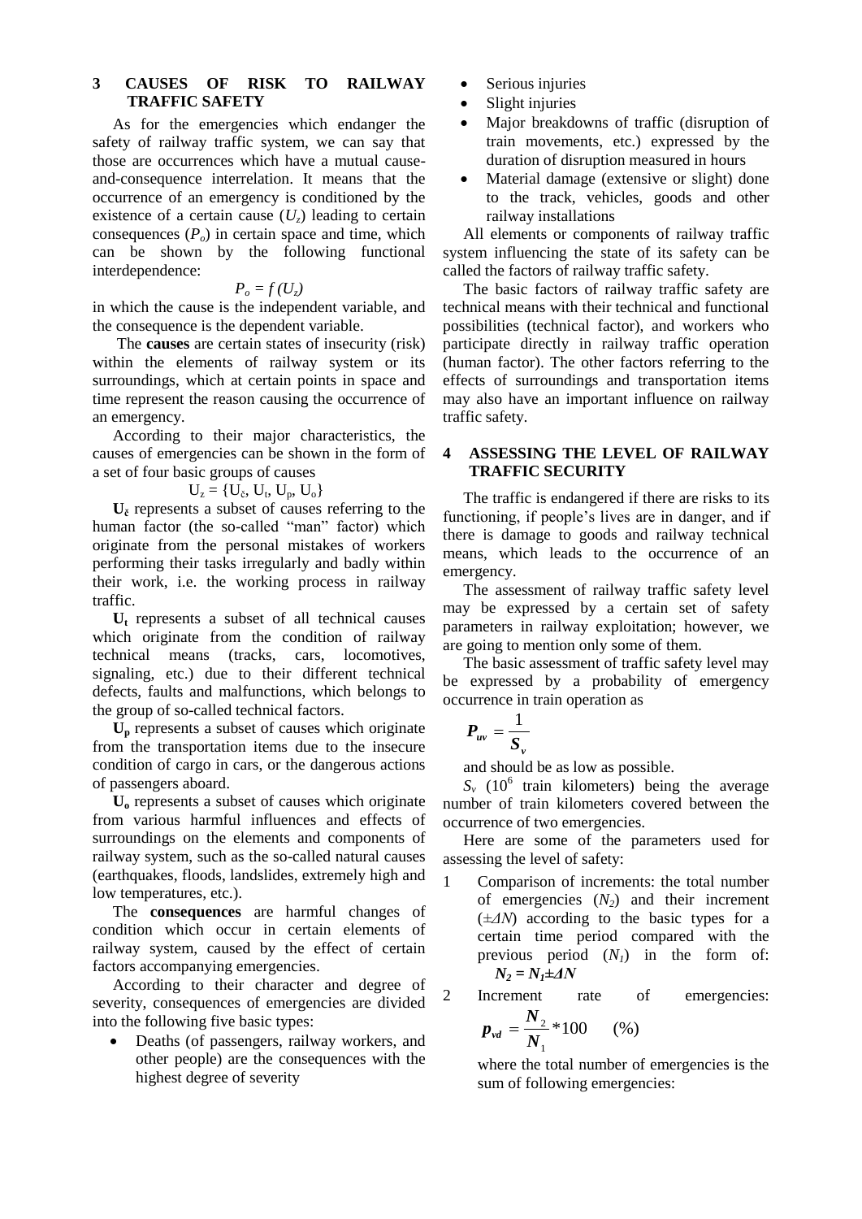## 3 CAUSES OF RISK TO RAILWAY TRAFFIC SAFETY

As for the emergencies which endanger the safety of railway traffic system, we can say that those are occurrences which have a mutual cause-and-consequence interrelation. It means that the occurrence of an emergency is conditioned by the existence of a certain cause ($U_z$) leading to certain consequences ($P_o$) in certain space and time, which can be shown by the following functional interdependence:

$$P_o = f\,(U_z)$$

in which the cause is the independent variable, and the consequence is the dependent variable.

The **causes** are certain states of insecurity (risk) within the elements of railway system or its surroundings, which at certain points in space and time represent the reason causing the occurrence of an emergency.

According to their major characteristics, the causes of emergencies can be shown in the form of a set of four basic groups of causes

$$U_z = \{U_č, U_t, U_p, U_o\}$$

$\mathbf{U_č}$ represents a subset of causes referring to the human factor (the so-called "man" factor) which originate from the personal mistakes of workers performing their tasks irregularly and badly within their work, i.e. the working process in railway traffic.

$\mathbf{U_t}$ represents a subset of all technical causes which originate from the condition of railway technical means (tracks, cars, locomotives, signaling, etc.) due to their different technical defects, faults and malfunctions, which belongs to the group of so-called technical factors.

$\mathbf{U_p}$ represents a subset of causes which originate from the transportation items due to the insecure condition of cargo in cars, or the dangerous actions of passengers aboard.

$\mathbf{U_o}$ represents a subset of causes which originate from various harmful influences and effects of surroundings on the elements and components of railway system, such as the so-called natural causes (earthquakes, floods, landslides, extremely high and low temperatures, etc.).

The **consequences** are harmful changes of condition which occur in certain elements of railway system, caused by the effect of certain factors accompanying emergencies.

According to their character and degree of severity, consequences of emergencies are divided into the following five basic types:

- Deaths (of passengers, railway workers, and other people) are the consequences with the highest degree of severity
- Serious injuries
- Slight injuries
- Major breakdowns of traffic (disruption of train movements, etc.) expressed by the duration of disruption measured in hours
- Material damage (extensive or slight) done to the track, vehicles, goods and other railway installations

All elements or components of railway traffic system influencing the state of its safety can be called the factors of railway traffic safety.

The basic factors of railway traffic safety are technical means with their technical and functional possibilities (technical factor), and workers who participate directly in railway traffic operation (human factor). The other factors referring to the effects of surroundings and transportation items may also have an important influence on railway traffic safety.

## 4 ASSESSING THE LEVEL OF RAILWAY TRAFFIC SECURITY

The traffic is endangered if there are risks to its functioning, if people's lives are in danger, and if there is damage to goods and railway technical means, which leads to the occurrence of an emergency.

The assessment of railway traffic safety level may be expressed by a certain set of safety parameters in railway exploitation; however, we are going to mention only some of them.

The basic assessment of traffic safety level may be expressed by a probability of emergency occurrence in train operation as

$$\boldsymbol{P_{uv}} = \frac{1}{\boldsymbol{S_v}}$$

and should be as low as possible.

$S_v$ ($10^6$ train kilometers) being the average number of train kilometers covered between the occurrence of two emergencies.

Here are some of the parameters used for assessing the level of safety:

1. Comparison of increments: the total number of emergencies ($N_2$) and their increment ($\pm\Delta N$) according to the basic types for a certain time period compared with the previous period ($N_1$) in the form of: $\boldsymbol{N_2 = N_1 \pm \Delta N}$
2. Increment rate of emergencies: 
$$\boldsymbol{p_{vd}} = \frac{\boldsymbol{N_2}}{\boldsymbol{N_1}} * 100 \quad (\%)$$
where the total number of emergencies is the sum of following emergencies: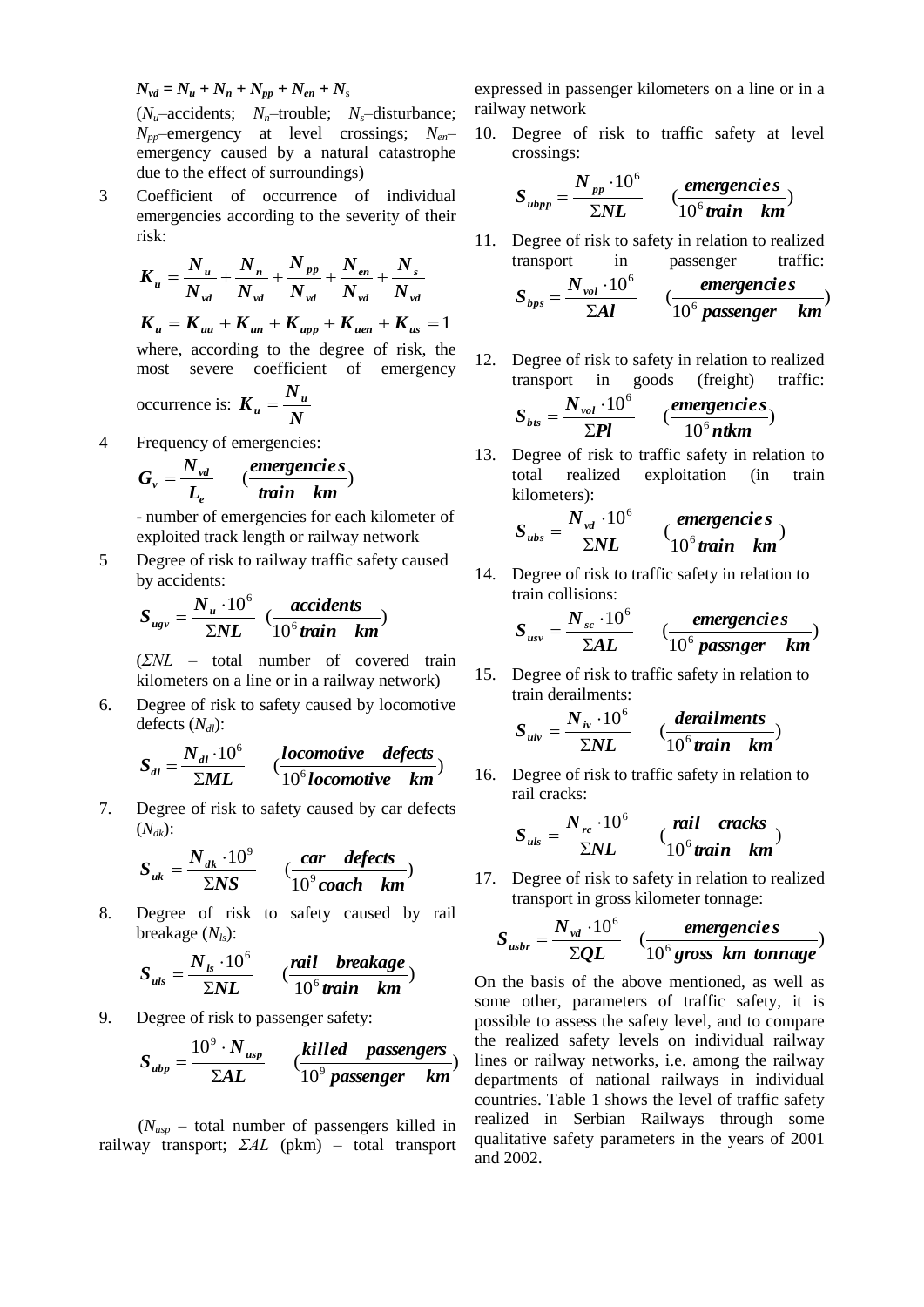$$N_{vd} = N_u + N_n + N_{pp} + N_{en} + N_s$$

($N_u$–accidents; $N_n$–trouble; $N_s$–disturbance; $N_{pp}$–emergency at level crossings; $N_{en}$–emergency caused by a natural catastrophe due to the effect of surroundings)

3 Coefficient of occurrence of individual emergencies according to the severity of their risk:

$$K_u = \frac{N_u}{N_{vd}} + \frac{N_n}{N_{vd}} + \frac{N_{pp}}{N_{vd}} + \frac{N_{en}}{N_{vd}} + \frac{N_s}{N_{vd}}$$

$$K_u = K_{uu} + K_{un} + K_{upp} + K_{uen} + K_{us} = 1$$

where, according to the degree of risk, the most severe coefficient of emergency occurrence is: $K_u = \frac{N_u}{N}$

4 Frequency of emergencies:

$$G_v = \frac{N_{vd}}{L_e} \quad \left(\frac{emergencies}{train \quad km}\right)$$

- number of emergencies for each kilometer of exploited track length or railway network

5 Degree of risk to railway traffic safety caused by accidents:

$$S_{ugv} = \frac{N_u \cdot 10^6}{\Sigma NL} \quad \left(\frac{accidents}{10^6 train \quad km}\right)$$

($\Sigma NL$ – total number of covered train kilometers on a line or in a railway network)

6. Degree of risk to safety caused by locomotive defects ($N_{dl}$):

$$S_{dl} = \frac{N_{dl} \cdot 10^6}{\Sigma ML} \quad \left(\frac{locomotive \quad defects}{10^6 locomotive \quad km}\right)$$

7. Degree of risk to safety caused by car defects ($N_{dk}$):

$$S_{uk} = \frac{N_{dk} \cdot 10^9}{\Sigma NS} \quad \left(\frac{car \quad defects}{10^9 coach \quad km}\right)$$

8. Degree of risk to safety caused by rail breakage ($N_{ls}$):

$$S_{uls} = \frac{N_{ls} \cdot 10^6}{\Sigma NL} \quad \left(\frac{rail \quad breakage}{10^6 train \quad km}\right)$$

9. Degree of risk to passenger safety:

$$S_{ubp} = \frac{10^9 \cdot N_{usp}}{\Sigma AL} \quad \left(\frac{killed \quad passengers}{10^9 passenger \quad km}\right)$$

($N_{usp}$ – total number of passengers killed in railway transport; $\Sigma AL$ (pkm) – total transport expressed in passenger kilometers on a line or in a railway network

10. Degree of risk to traffic safety at level crossings:

$$S_{ubpp} = \frac{N_{pp} \cdot 10^6}{\Sigma NL} \quad \left(\frac{emergencies}{10^6 train \quad km}\right)$$

11. Degree of risk to safety in relation to realized transport in passenger traffic:

$$S_{bps} = \frac{N_{vol} \cdot 10^6}{\Sigma Al} \quad \left(\frac{emergencies}{10^6 \; passenger \quad km}\right)$$

12. Degree of risk to safety in relation to realized transport in goods (freight) traffic:

$$S_{bts} = \frac{N_{vol} \cdot 10^6}{\Sigma Pl} \quad \left(\frac{emergencies}{10^6 ntkm}\right)$$

13. Degree of risk to traffic safety in relation to total realized exploitation (in train kilometers):

$$S_{ubs} = \frac{N_{vd} \cdot 10^6}{\Sigma NL} \quad \left(\frac{emergencies}{10^6 train \quad km}\right)$$

14. Degree of risk to traffic safety in relation to train collisions:

$$S_{usv} = \frac{N_{sc} \cdot 10^6}{\Sigma AL} \quad \left(\frac{emergencies}{10^6 \; passnger \quad km}\right)$$

15. Degree of risk to traffic safety in relation to train derailments:

$$S_{uiv} = \frac{N_{iv} \cdot 10^6}{\Sigma NL} \quad \left(\frac{derailments}{10^6 train \quad km}\right)$$

16. Degree of risk to traffic safety in relation to rail cracks:

$$S_{uls} = \frac{N_{rc} \cdot 10^6}{\Sigma NL} \quad \left(\frac{rail \quad cracks}{10^6 train \quad km}\right)$$

17. Degree of risk to safety in relation to realized transport in gross kilometer tonnage:

$$S_{usbr} = \frac{N_{vd} \cdot 10^6}{\Sigma QL} \quad \left(\frac{emergencies}{10^6 \; gross \;\; km \;\; tonnage}\right)$$

On the basis of the above mentioned, as well as some other, parameters of traffic safety, it is possible to assess the safety level, and to compare the realized safety levels on individual railway lines or railway networks, i.e. among the railway departments of national railways in individual countries. Table 1 shows the level of traffic safety realized in Serbian Railways through some qualitative safety parameters in the years of 2001 and 2002.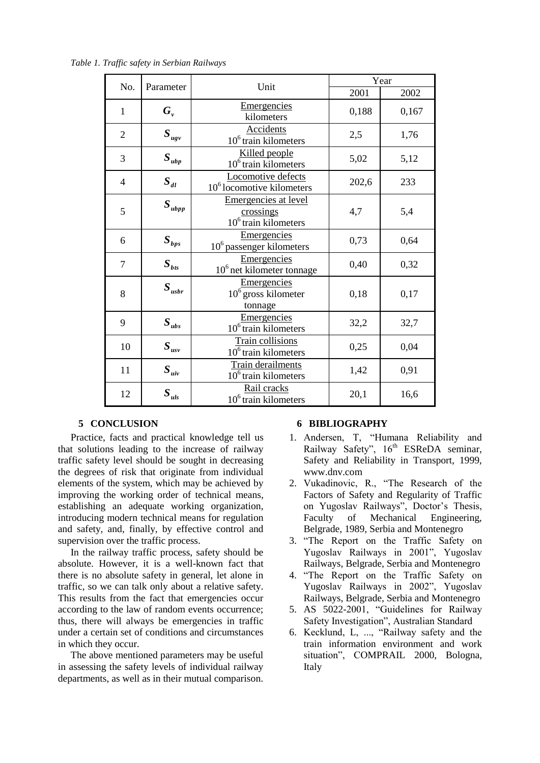*Table 1. Traffic safety in Serbian Railways*

| No. | Parameter | Unit | Year | |
|---|---|---|---|---|
| | | | 2001 | 2002 |
| 1 | $G_v$ | Emergencies / kilometers | 0,188 | 0,167 |
| 2 | $S_{ugv}$ | Accidents / $10^6$ train kilometers | 2,5 | 1,76 |
| 3 | $S_{ubp}$ | Killed people / $10^6$ train kilometers | 5,02 | 5,12 |
| 4 | $S_{dl}$ | Locomotive defects / $10^6$ locomotive kilometers | 202,6 | 233 |
| 5 | $S_{ubpp}$ | Emergencies at level crossings / $10^6$ train kilometers | 4,7 | 5,4 |
| 6 | $S_{bps}$ | Emergencies / $10^6$ passenger kilometers | 0,73 | 0,64 |
| 7 | $S_{bts}$ | Emergencies / $10^6$ net kilometer tonnage | 0,40 | 0,32 |
| 8 | $S_{usbr}$ | Emergencies / $10^6$ gross kilometer tonnage | 0,18 | 0,17 |
| 9 | $S_{ubs}$ | Emergencies / $10^6$ train kilometers | 32,2 | 32,7 |
| 10 | $S_{usv}$ | Train collisions / $10^6$ train kilometers | 0,25 | 0,04 |
| 11 | $S_{uiv}$ | Train derailments / $10^6$ train kilometers | 1,42 | 0,91 |
| 12 | $S_{uls}$ | Rail cracks / $10^6$ train kilometers | 20,1 | 16,6 |

## 5 CONCLUSION

Practice, facts and practical knowledge tell us that solutions leading to the increase of railway traffic safety level should be sought in decreasing the degrees of risk that originate from individual elements of the system, which may be achieved by improving the working order of technical means, establishing an adequate working organization, introducing modern technical means for regulation and safety, and, finally, by effective control and supervision over the traffic process.

In the railway traffic process, safety should be absolute. However, it is a well-known fact that there is no absolute safety in general, let alone in traffic, so we can talk only about a relative safety. This results from the fact that emergencies occur according to the law of random events occurrence; thus, there will always be emergencies in traffic under a certain set of conditions and circumstances in which they occur.

The above mentioned parameters may be useful in assessing the safety levels of individual railway departments, as well as in their mutual comparison.

## 6 BIBLIOGRAPHY

1. Andersen, T, "Humana Reliability and Railway Safety", 16th ESReDA seminar, Safety and Reliability in Transport, 1999, www.dnv.com
2. Vukadinovic, R., "The Research of the Factors of Safety and Regularity of Traffic on Yugoslav Railways", Doctor's Thesis, Faculty of Mechanical Engineering, Belgrade, 1989, Serbia and Montenegro
3. "The Report on the Traffic Safety on Yugoslav Railways in 2001", Yugoslav Railways, Belgrade, Serbia and Montenegro
4. "The Report on the Traffic Safety on Yugoslav Railways in 2002", Yugoslav Railways, Belgrade, Serbia and Montenegro
5. AS 5022-2001, "Guidelines for Railway Safety Investigation", Australian Standard
6. Kecklund, L, ..., "Railway safety and the train information environment and work situation", COMPRAIL 2000, Bologna, Italy